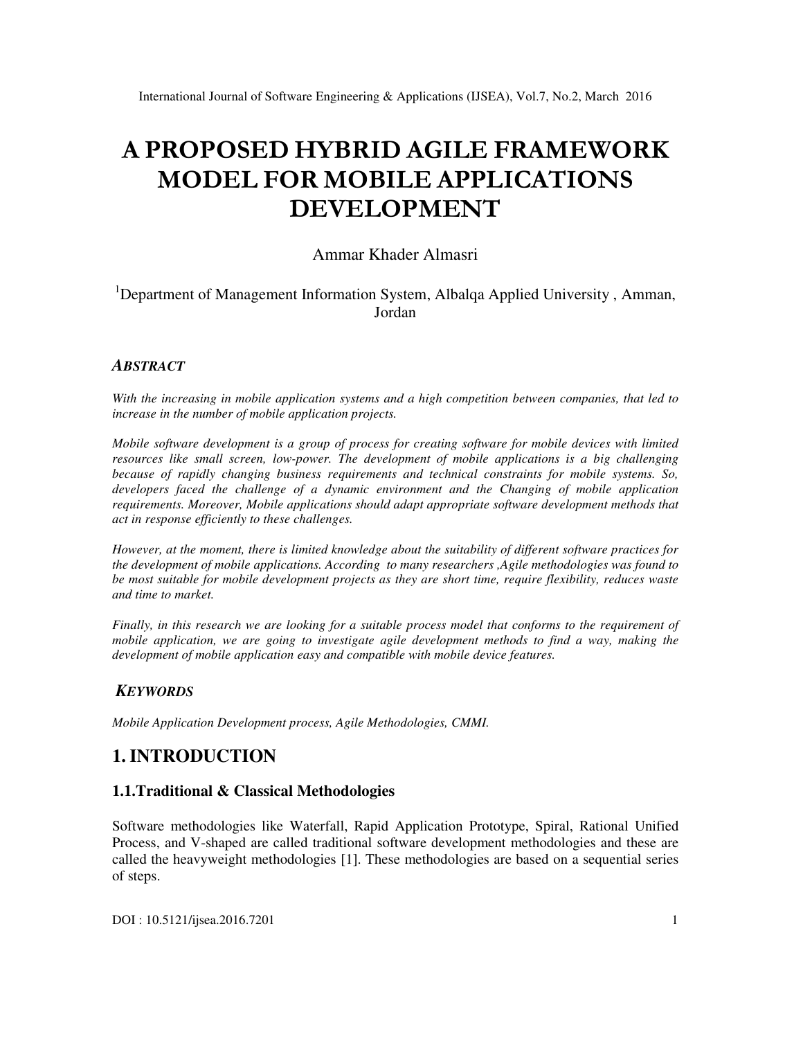# A PROPOSED HYBRID AGILE FRAMEWORK MODEL FOR MOBILE APPLICATIONS DEVELOPMENT

Ammar Khader Almasri

[1]Department of Management Information System, Albalqa Applied University , Amman, Jordan

### *ABSTRACT*

*With the increasing in mobile application systems and a high competition between companies, that led to increase in the number of mobile application projects.*

*Mobile software development is a group of process for creating software for mobile devices with limited resources like small screen, low-power. The development of mobile applications is a big challenging because of rapidly changing business requirements and technical constraints for mobile systems. So, developers faced the challenge of a dynamic environment and the Changing of mobile application requirements. Moreover, Mobile applications should adapt appropriate software development methods that act in response efficiently to these challenges.*

*However, at the moment, there is limited knowledge about the suitability of different software practices for the development of mobile applications. According to many researchers ,Agile methodologies was found to be most suitable for mobile development projects as they are short time, require flexibility, reduces waste and time to market.*

*Finally, in this research we are looking for a suitable process model that conforms to the requirement of mobile application, we are going to investigate agile development methods to find a way, making the development of mobile application easy and compatible with mobile device features.*

### *KEYWORDS*

*Mobile Application Development process, Agile Methodologies, CMMI.*

## 1. INTRODUCTION

### 1.1.Traditional & Classical Methodologies

Software methodologies like Waterfall, Rapid Application Prototype, Spiral, Rational Unified Process, and V-shaped are called traditional software development methodologies and these are called the heavyweight methodologies [1]. These methodologies are based on a sequential series of steps.

DOI : 10.5121/ijsea.2016.7201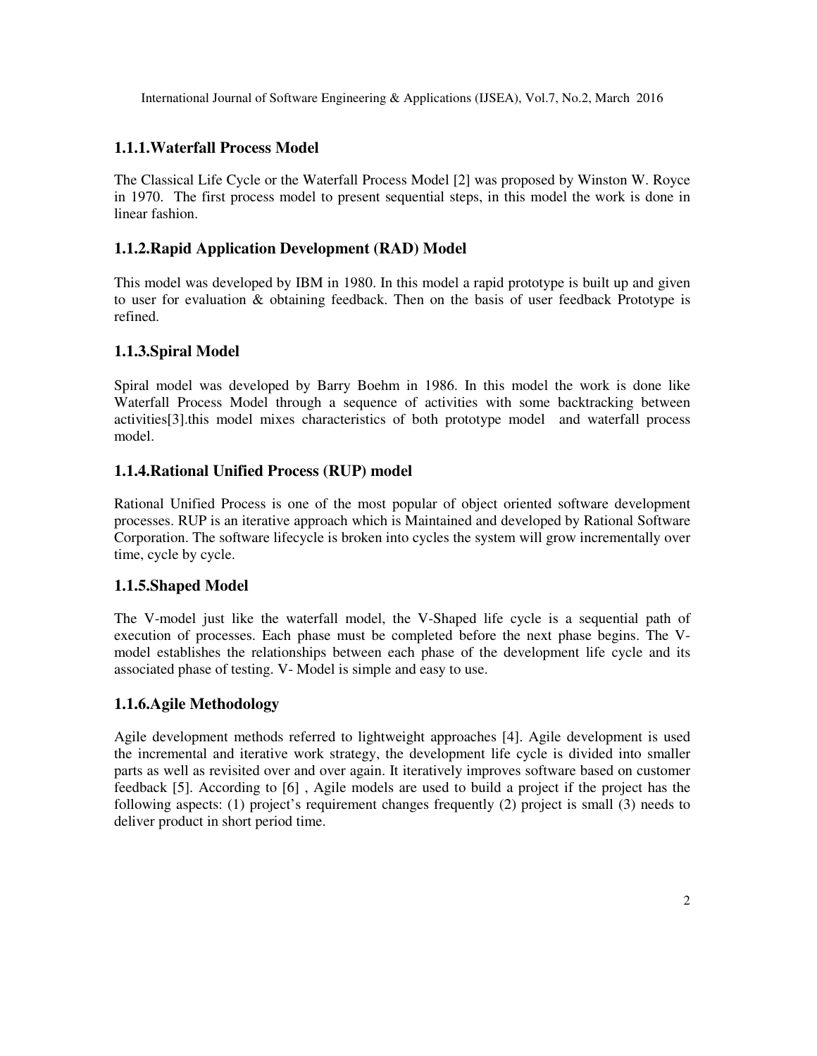### 1.1.1.Waterfall Process Model

The Classical Life Cycle or the Waterfall Process Model [2] was proposed by Winston W. Royce in 1970. The first process model to present sequential steps, in this model the work is done in linear fashion.

### 1.1.2.Rapid Application Development (RAD) Model

This model was developed by IBM in 1980. In this model a rapid prototype is built up and given to user for evaluation & obtaining feedback. Then on the basis of user feedback Prototype is refined.

### 1.1.3.Spiral Model

Spiral model was developed by Barry Boehm in 1986. In this model the work is done like Waterfall Process Model through a sequence of activities with some backtracking between activities[3].this model mixes characteristics of both prototype model and waterfall process model.

### 1.1.4.Rational Unified Process (RUP) model

Rational Unified Process is one of the most popular of object oriented software development processes. RUP is an iterative approach which is Maintained and developed by Rational Software Corporation. The software lifecycle is broken into cycles the system will grow incrementally over time, cycle by cycle.

### 1.1.5.Shaped Model

The V-model just like the waterfall model, the V-Shaped life cycle is a sequential path of execution of processes. Each phase must be completed before the next phase begins. The V-model establishes the relationships between each phase of the development life cycle and its associated phase of testing. V- Model is simple and easy to use.

### 1.1.6.Agile Methodology

Agile development methods referred to lightweight approaches [4]. Agile development is used the incremental and iterative work strategy, the development life cycle is divided into smaller parts as well as revisited over and over again. It iteratively improves software based on customer feedback [5]. According to [6] , Agile models are used to build a project if the project has the following aspects: (1) project's requirement changes frequently (2) project is small (3) needs to deliver product in short period time.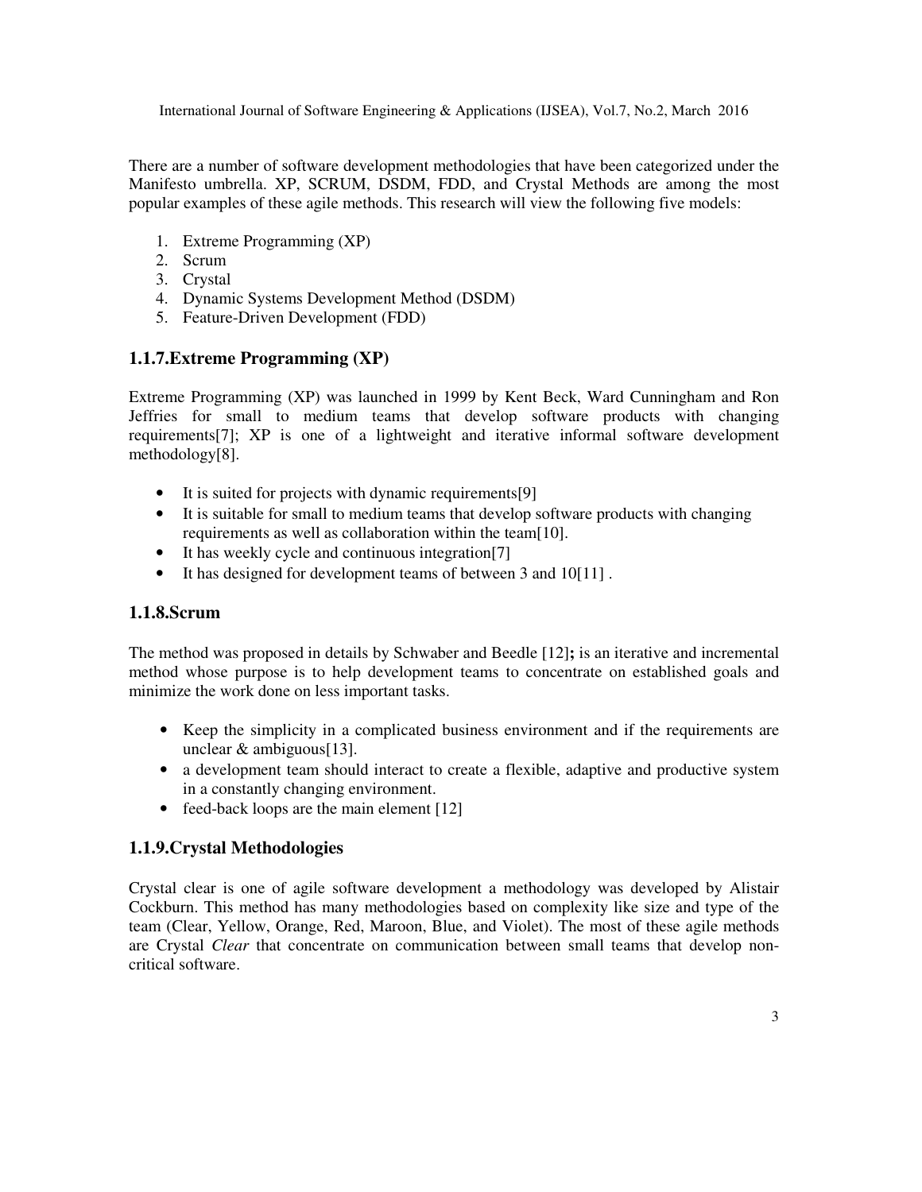There are a number of software development methodologies that have been categorized under the Manifesto umbrella. XP, SCRUM, DSDM, FDD, and Crystal Methods are among the most popular examples of these agile methods. This research will view the following five models:

1. Extreme Programming (XP)
2. Scrum
3. Crystal
4. Dynamic Systems Development Method (DSDM)
5. Feature-Driven Development (FDD)

### 1.1.7.Extreme Programming (XP)

Extreme Programming (XP) was launched in 1999 by Kent Beck, Ward Cunningham and Ron Jeffries for small to medium teams that develop software products with changing requirements[7]; XP is one of a lightweight and iterative informal software development methodology[8].

- It is suited for projects with dynamic requirements[9]
- It is suitable for small to medium teams that develop software products with changing requirements as well as collaboration within the team[10].
- It has weekly cycle and continuous integration[7]
- It has designed for development teams of between 3 and 10[11] .

### 1.1.8.Scrum

The method was proposed in details by Schwaber and Beedle [12]**;** is an iterative and incremental method whose purpose is to help development teams to concentrate on established goals and minimize the work done on less important tasks.

- Keep the simplicity in a complicated business environment and if the requirements are unclear & ambiguous[13].
- a development team should interact to create a flexible, adaptive and productive system in a constantly changing environment.
- feed-back loops are the main element [12]

### 1.1.9.Crystal Methodologies

Crystal clear is one of agile software development a methodology was developed by Alistair Cockburn. This method has many methodologies based on complexity like size and type of the team (Clear, Yellow, Orange, Red, Maroon, Blue, and Violet). The most of these agile methods are Crystal *Clear* that concentrate on communication between small teams that develop non-critical software.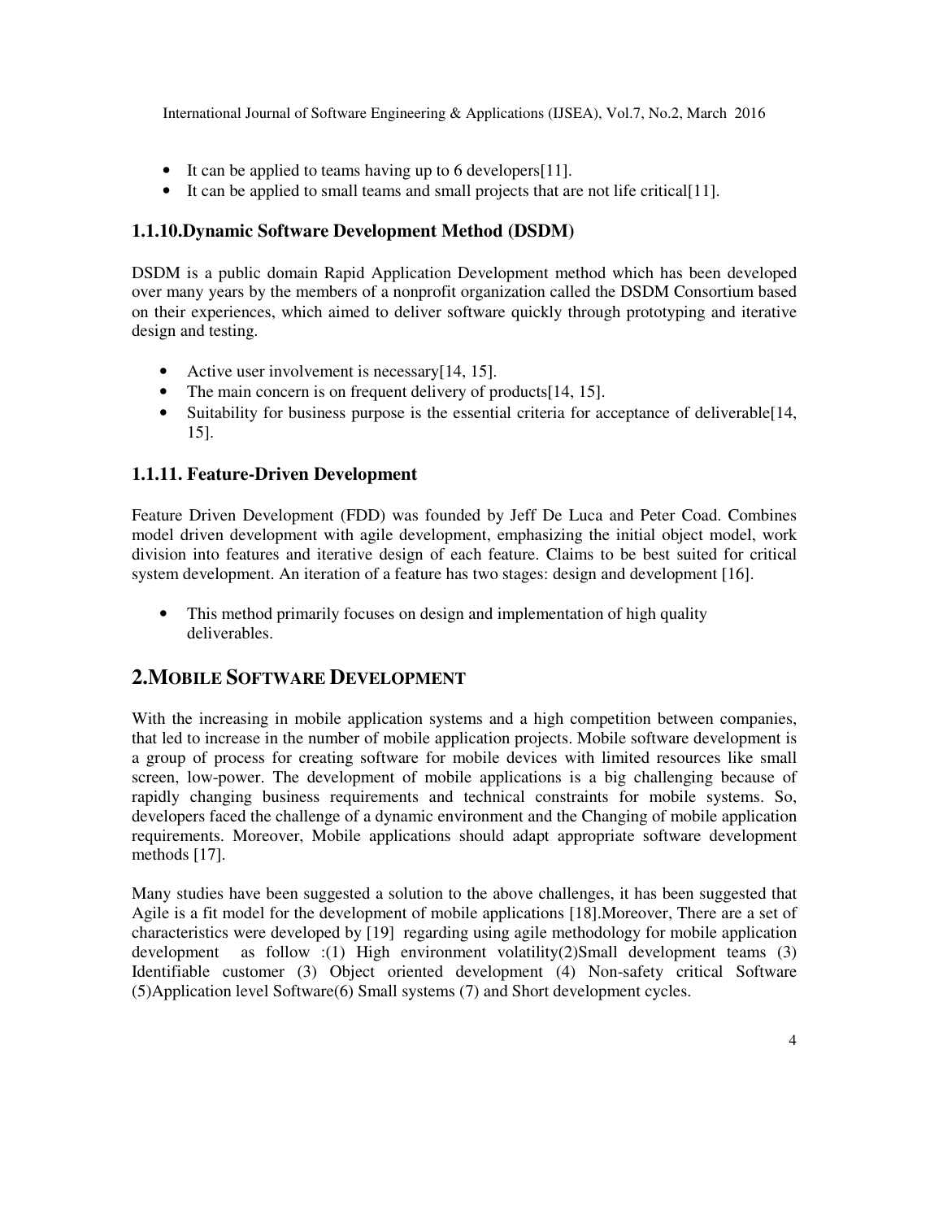- It can be applied to teams having up to 6 developers[11].
- It can be applied to small teams and small projects that are not life critical[11].

### 1.1.10.Dynamic Software Development Method (DSDM)

DSDM is a public domain Rapid Application Development method which has been developed over many years by the members of a nonprofit organization called the DSDM Consortium based on their experiences, which aimed to deliver software quickly through prototyping and iterative design and testing.

- Active user involvement is necessary[14, 15].
- The main concern is on frequent delivery of products[14, 15].
- Suitability for business purpose is the essential criteria for acceptance of deliverable[14, 15].

### 1.1.11. Feature-Driven Development

Feature Driven Development (FDD) was founded by Jeff De Luca and Peter Coad. Combines model driven development with agile development, emphasizing the initial object model, work division into features and iterative design of each feature. Claims to be best suited for critical system development. An iteration of a feature has two stages: design and development [16].

- This method primarily focuses on design and implementation of high quality deliverables.

## 2.MOBILE SOFTWARE DEVELOPMENT

With the increasing in mobile application systems and a high competition between companies, that led to increase in the number of mobile application projects. Mobile software development is a group of process for creating software for mobile devices with limited resources like small screen, low-power. The development of mobile applications is a big challenging because of rapidly changing business requirements and technical constraints for mobile systems. So, developers faced the challenge of a dynamic environment and the Changing of mobile application requirements. Moreover, Mobile applications should adapt appropriate software development methods [17].

Many studies have been suggested a solution to the above challenges, it has been suggested that Agile is a fit model for the development of mobile applications [18].Moreover, There are a set of characteristics were developed by [19] regarding using agile methodology for mobile application development as follow :(1) High environment volatility(2)Small development teams (3) Identifiable customer (3) Object oriented development (4) Non-safety critical Software (5)Application level Software(6) Small systems (7) and Short development cycles.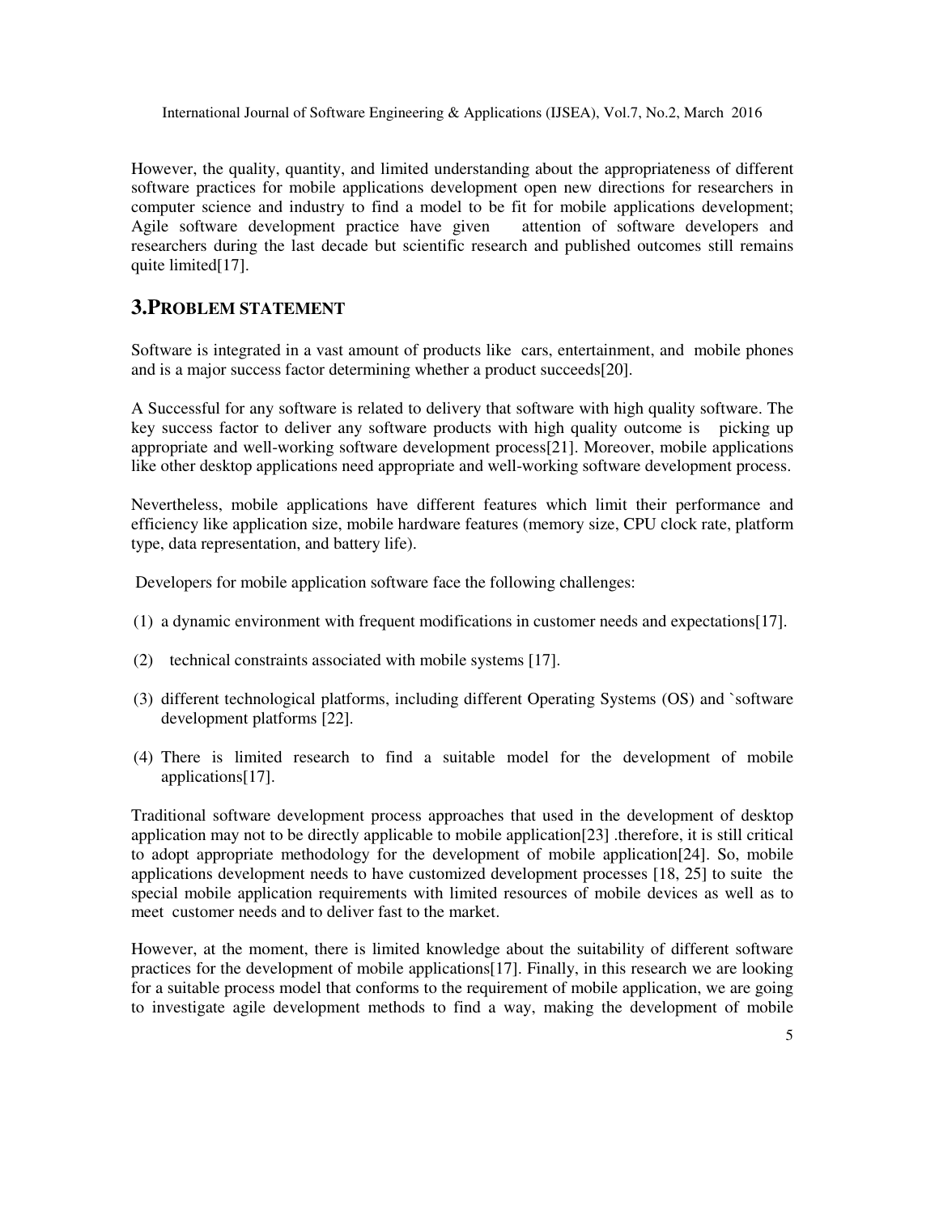However, the quality, quantity, and limited understanding about the appropriateness of different software practices for mobile applications development open new directions for researchers in computer science and industry to find a model to be fit for mobile applications development; Agile software development practice have given attention of software developers and researchers during the last decade but scientific research and published outcomes still remains quite limited[17].

## 3.PROBLEM STATEMENT

Software is integrated in a vast amount of products like cars, entertainment, and mobile phones and is a major success factor determining whether a product succeeds[20].

A Successful for any software is related to delivery that software with high quality software. The key success factor to deliver any software products with high quality outcome is picking up appropriate and well-working software development process[21]. Moreover, mobile applications like other desktop applications need appropriate and well-working software development process.

Nevertheless, mobile applications have different features which limit their performance and efficiency like application size, mobile hardware features (memory size, CPU clock rate, platform type, data representation, and battery life).

Developers for mobile application software face the following challenges:

(1) a dynamic environment with frequent modifications in customer needs and expectations[17].

(2) technical constraints associated with mobile systems [17].

(3) different technological platforms, including different Operating Systems (OS) and `software development platforms [22].

(4) There is limited research to find a suitable model for the development of mobile applications[17].

Traditional software development process approaches that used in the development of desktop application may not to be directly applicable to mobile application[23] .therefore, it is still critical to adopt appropriate methodology for the development of mobile application[24]. So, mobile applications development needs to have customized development processes [18, 25] to suite the special mobile application requirements with limited resources of mobile devices as well as to meet customer needs and to deliver fast to the market.

However, at the moment, there is limited knowledge about the suitability of different software practices for the development of mobile applications[17]. Finally, in this research we are looking for a suitable process model that conforms to the requirement of mobile application, we are going to investigate agile development methods to find a way, making the development of mobile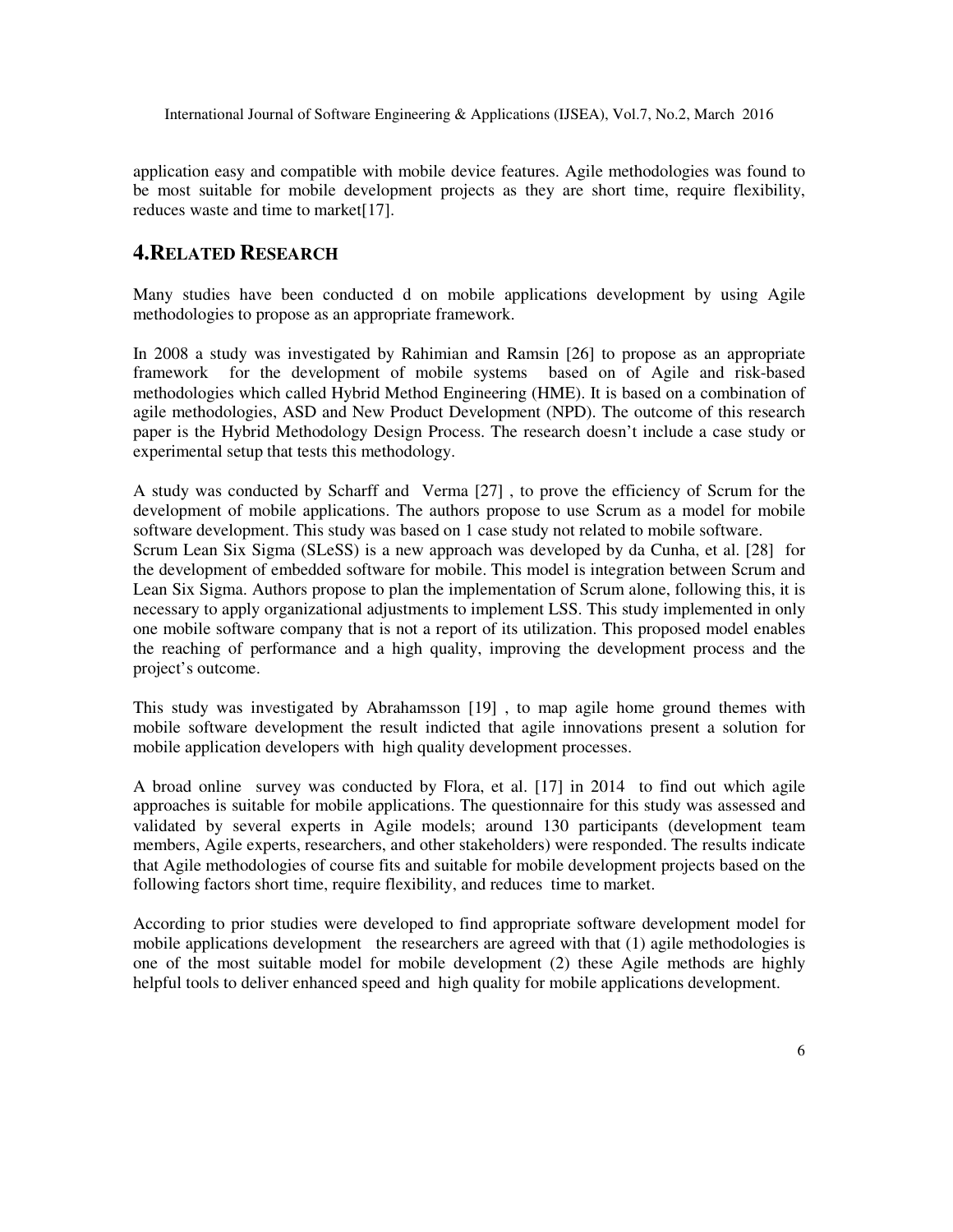application easy and compatible with mobile device features. Agile methodologies was found to be most suitable for mobile development projects as they are short time, require flexibility, reduces waste and time to market[17].

## 4.RELATED RESEARCH

Many studies have been conducted d on mobile applications development by using Agile methodologies to propose as an appropriate framework.

In 2008 a study was investigated by Rahimian and Ramsin [26] to propose as an appropriate framework for the development of mobile systems based on of Agile and risk-based methodologies which called Hybrid Method Engineering (HME). It is based on a combination of agile methodologies, ASD and New Product Development (NPD). The outcome of this research paper is the Hybrid Methodology Design Process. The research doesn't include a case study or experimental setup that tests this methodology.

A study was conducted by Scharff and Verma [27] , to prove the efficiency of Scrum for the development of mobile applications. The authors propose to use Scrum as a model for mobile software development. This study was based on 1 case study not related to mobile software.
Scrum Lean Six Sigma (SLeSS) is a new approach was developed by da Cunha, et al. [28] for the development of embedded software for mobile. This model is integration between Scrum and Lean Six Sigma. Authors propose to plan the implementation of Scrum alone, following this, it is necessary to apply organizational adjustments to implement LSS. This study implemented in only one mobile software company that is not a report of its utilization. This proposed model enables the reaching of performance and a high quality, improving the development process and the project's outcome.

This study was investigated by Abrahamsson [19] , to map agile home ground themes with mobile software development the result indicted that agile innovations present a solution for mobile application developers with high quality development processes.

A broad online survey was conducted by Flora, et al. [17] in 2014 to find out which agile approaches is suitable for mobile applications. The questionnaire for this study was assessed and validated by several experts in Agile models; around 130 participants (development team members, Agile experts, researchers, and other stakeholders) were responded. The results indicate that Agile methodologies of course fits and suitable for mobile development projects based on the following factors short time, require flexibility, and reduces time to market.

According to prior studies were developed to find appropriate software development model for mobile applications development the researchers are agreed with that (1) agile methodologies is one of the most suitable model for mobile development (2) these Agile methods are highly helpful tools to deliver enhanced speed and high quality for mobile applications development.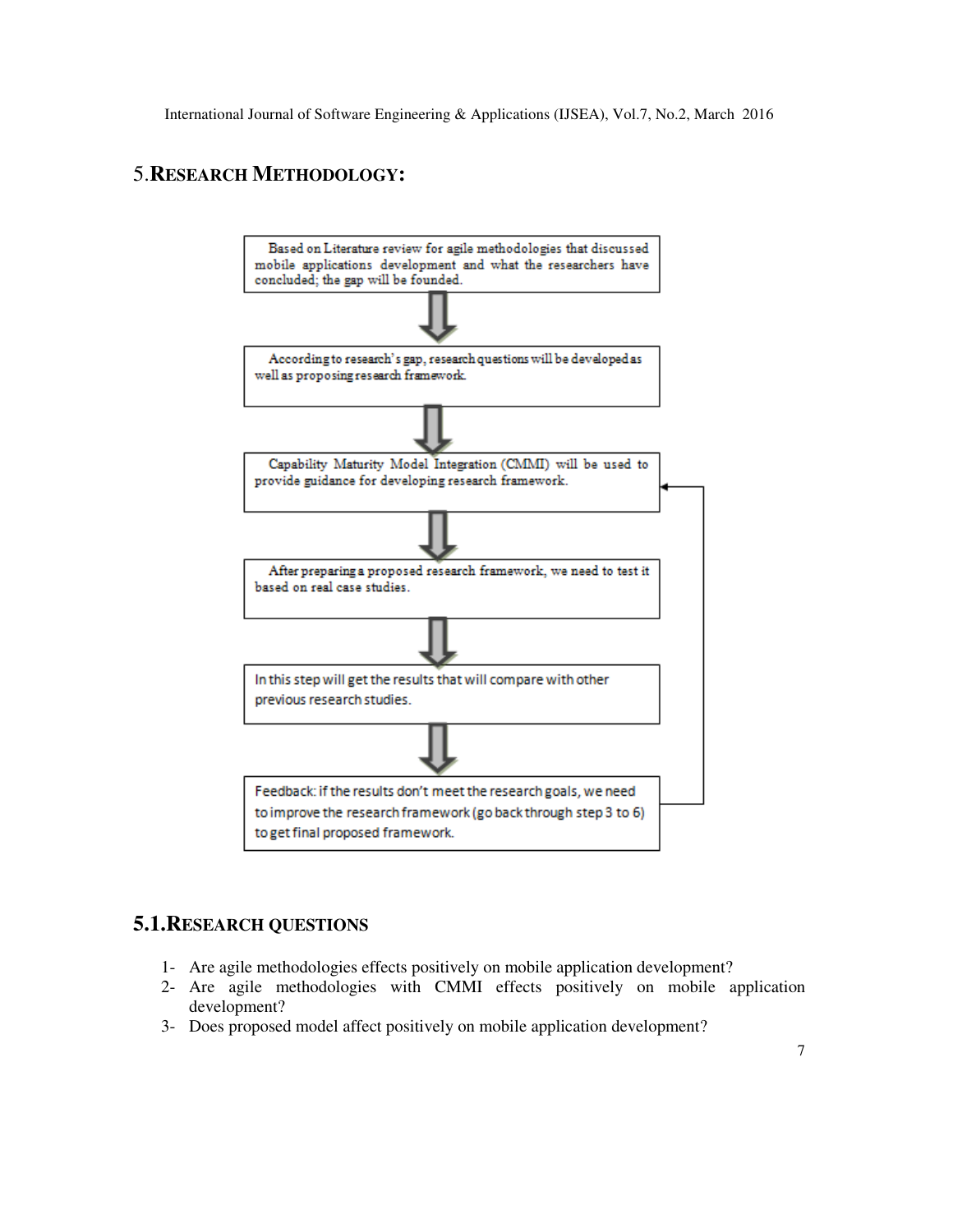## 5. Research Methodology:

Based on Literature review for agile methodologies that discussed mobile applications development and what the researchers have concluded; the gap will be founded.

According to research's gap, research questions will be developed as well as proposing research framework.

Capability Maturity Model Integration (CMMI) will be used to provide guidance for developing research framework.

After preparing a proposed research framework, we need to test it based on real case studies.

In this step will get the results that will compare with other previous research studies.

Feedback: if the results don't meet the research goals, we need to improve the research framework (go back through step 3 to 6) to get final proposed framework.

### 5.1. Research Questions

1- Are agile methodologies effects positively on mobile application development?
2- Are agile methodologies with CMMI effects positively on mobile application development?
3- Does proposed model affect positively on mobile application development?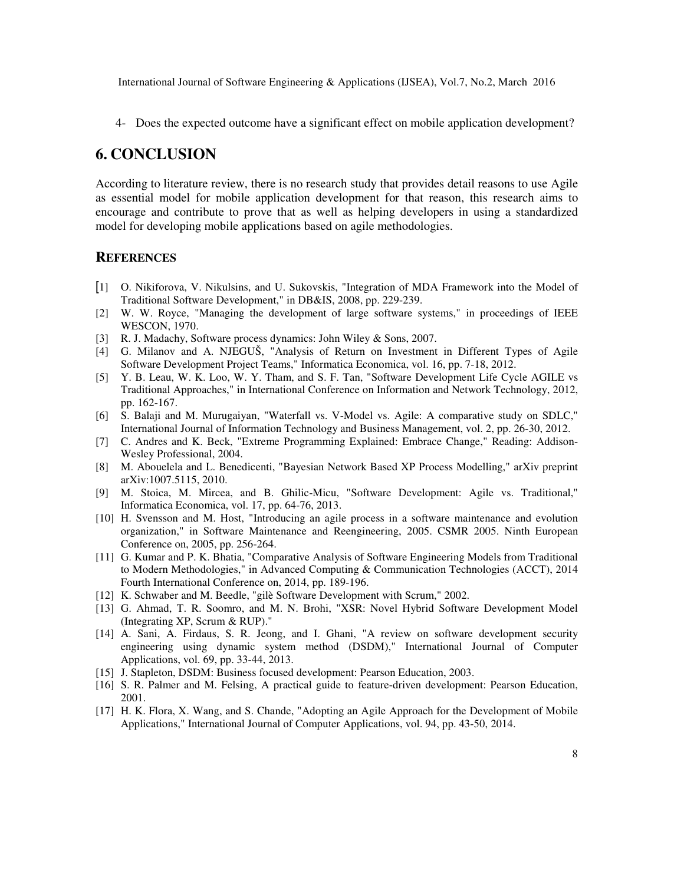4- Does the expected outcome have a significant effect on mobile application development?

## 6. CONCLUSION

According to literature review, there is no research study that provides detail reasons to use Agile as essential model for mobile application development for that reason, this research aims to encourage and contribute to prove that as well as helping developers in using a standardized model for developing mobile applications based on agile methodologies.

### REFERENCES

[1] O. Nikiforova, V. Nikulsins, and U. Sukovskis, "Integration of MDA Framework into the Model of Traditional Software Development," in DB&IS, 2008, pp. 229-239.

[2] W. W. Royce, "Managing the development of large software systems," in proceedings of IEEE WESCON, 1970.

[3] R. J. Madachy, Software process dynamics: John Wiley & Sons, 2007.

[4] G. Milanov and A. NJEGUŠ, "Analysis of Return on Investment in Different Types of Agile Software Development Project Teams," Informatica Economica, vol. 16, pp. 7-18, 2012.

[5] Y. B. Leau, W. K. Loo, W. Y. Tham, and S. F. Tan, "Software Development Life Cycle AGILE vs Traditional Approaches," in International Conference on Information and Network Technology, 2012, pp. 162-167.

[6] S. Balaji and M. Murugaiyan, "Waterfall vs. V-Model vs. Agile: A comparative study on SDLC," International Journal of Information Technology and Business Management, vol. 2, pp. 26-30, 2012.

[7] C. Andres and K. Beck, "Extreme Programming Explained: Embrace Change," Reading: Addison-Wesley Professional, 2004.

[8] M. Abouelela and L. Benedicenti, "Bayesian Network Based XP Process Modelling," arXiv preprint arXiv:1007.5115, 2010.

[9] M. Stoica, M. Mircea, and B. Ghilic-Micu, "Software Development: Agile vs. Traditional," Informatica Economica, vol. 17, pp. 64-76, 2013.

[10] H. Svensson and M. Host, "Introducing an agile process in a software maintenance and evolution organization," in Software Maintenance and Reengineering, 2005. CSMR 2005. Ninth European Conference on, 2005, pp. 256-264.

[11] G. Kumar and P. K. Bhatia, "Comparative Analysis of Software Engineering Models from Traditional to Modern Methodologies," in Advanced Computing & Communication Technologies (ACCT), 2014 Fourth International Conference on, 2014, pp. 189-196.

[12] K. Schwaber and M. Beedle, "gilè Software Development with Scrum," 2002.

[13] G. Ahmad, T. R. Soomro, and M. N. Brohi, "XSR: Novel Hybrid Software Development Model (Integrating XP, Scrum & RUP)."

[14] A. Sani, A. Firdaus, S. R. Jeong, and I. Ghani, "A review on software development security engineering using dynamic system method (DSDM)," International Journal of Computer Applications, vol. 69, pp. 33-44, 2013.

[15] J. Stapleton, DSDM: Business focused development: Pearson Education, 2003.

[16] S. R. Palmer and M. Felsing, A practical guide to feature-driven development: Pearson Education, 2001.

[17] H. K. Flora, X. Wang, and S. Chande, "Adopting an Agile Approach for the Development of Mobile Applications," International Journal of Computer Applications, vol. 94, pp. 43-50, 2014.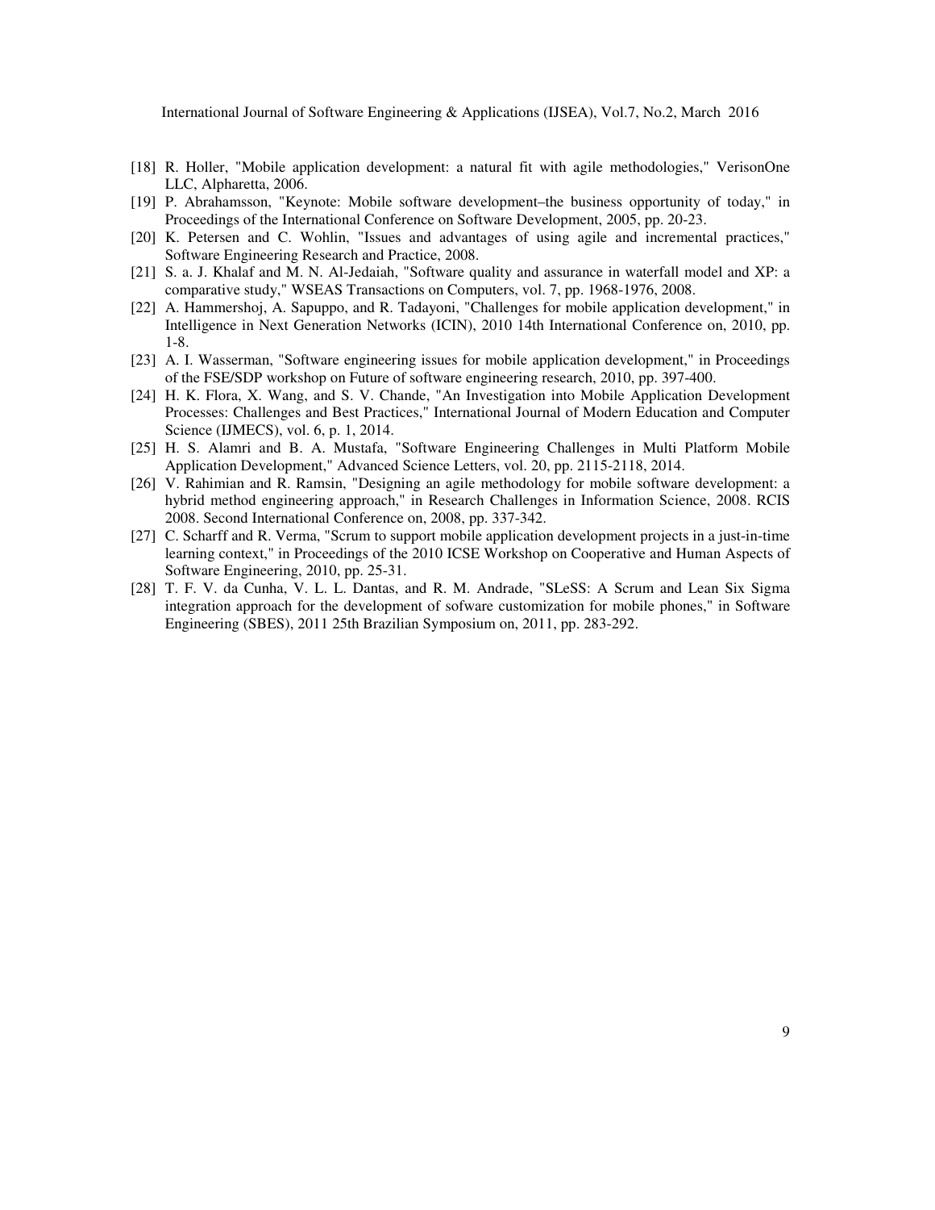[18] R. Holler, "Mobile application development: a natural fit with agile methodologies," VerisonOne LLC, Alpharetta, 2006.

[19] P. Abrahamsson, "Keynote: Mobile software development–the business opportunity of today," in Proceedings of the International Conference on Software Development, 2005, pp. 20-23.

[20] K. Petersen and C. Wohlin, "Issues and advantages of using agile and incremental practices," Software Engineering Research and Practice, 2008.

[21] S. a. J. Khalaf and M. N. Al-Jedaiah, "Software quality and assurance in waterfall model and XP: a comparative study," WSEAS Transactions on Computers, vol. 7, pp. 1968-1976, 2008.

[22] A. Hammershoj, A. Sapuppo, and R. Tadayoni, "Challenges for mobile application development," in Intelligence in Next Generation Networks (ICIN), 2010 14th International Conference on, 2010, pp. 1-8.

[23] A. I. Wasserman, "Software engineering issues for mobile application development," in Proceedings of the FSE/SDP workshop on Future of software engineering research, 2010, pp. 397-400.

[24] H. K. Flora, X. Wang, and S. V. Chande, "An Investigation into Mobile Application Development Processes: Challenges and Best Practices," International Journal of Modern Education and Computer Science (IJMECS), vol. 6, p. 1, 2014.

[25] H. S. Alamri and B. A. Mustafa, "Software Engineering Challenges in Multi Platform Mobile Application Development," Advanced Science Letters, vol. 20, pp. 2115-2118, 2014.

[26] V. Rahimian and R. Ramsin, "Designing an agile methodology for mobile software development: a hybrid method engineering approach," in Research Challenges in Information Science, 2008. RCIS 2008. Second International Conference on, 2008, pp. 337-342.

[27] C. Scharff and R. Verma, "Scrum to support mobile application development projects in a just-in-time learning context," in Proceedings of the 2010 ICSE Workshop on Cooperative and Human Aspects of Software Engineering, 2010, pp. 25-31.

[28] T. F. V. da Cunha, V. L. L. Dantas, and R. M. Andrade, "SLeSS: A Scrum and Lean Six Sigma integration approach for the development of sofware customization for mobile phones," in Software Engineering (SBES), 2011 25th Brazilian Symposium on, 2011, pp. 283-292.